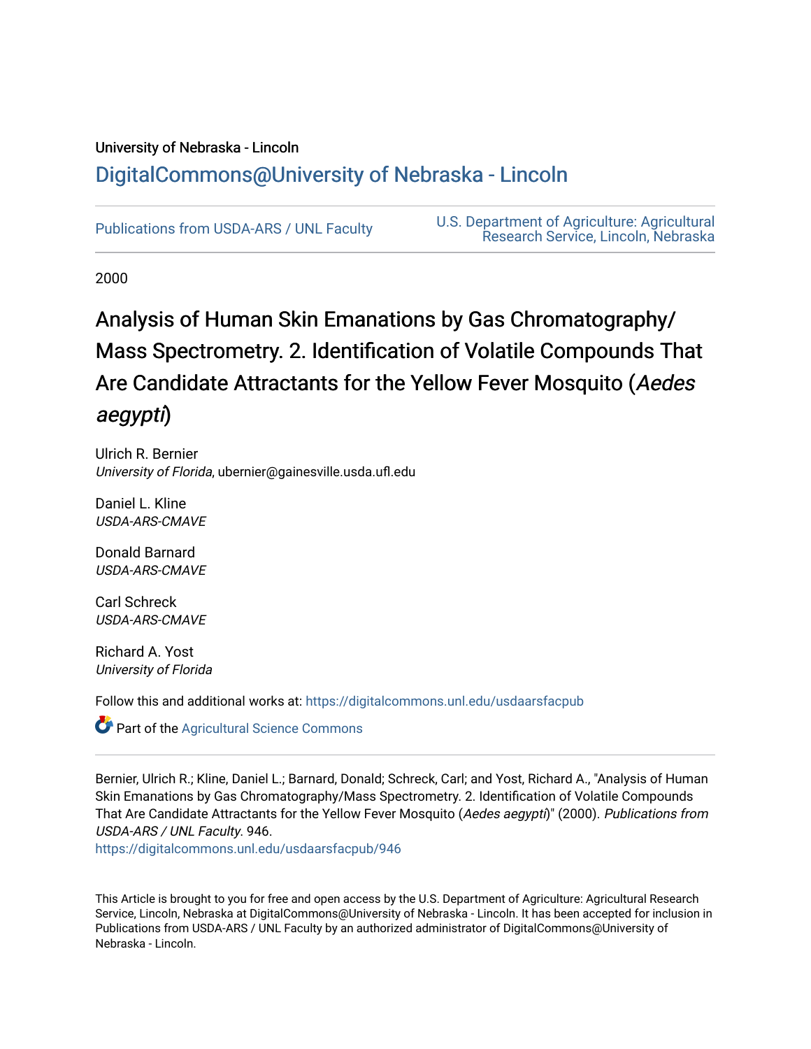University of Nebraska - Lincoln

## DigitalCommons@University of Nebraska - Lincoln

Publications from USDA-ARS / UNL Faculty

U.S. Department of Agriculture: Agricultural Research Service, Lincoln, Nebraska

2000

# Analysis of Human Skin Emanations by Gas Chromatography/Mass Spectrometry. 2. Identification of Volatile Compounds That Are Candidate Attractants for the Yellow Fever Mosquito (*Aedes aegypti*)

Ulrich R. Bernier
*University of Florida*, ubernier@gainesville.usda.ufl.edu

Daniel L. Kline
*USDA-ARS-CMAVE*

Donald Barnard
*USDA-ARS-CMAVE*

Carl Schreck
*USDA-ARS-CMAVE*

Richard A. Yost
*University of Florida*

Follow this and additional works at: https://digitalcommons.unl.edu/usdaarsfacpub

Part of the Agricultural Science Commons

Bernier, Ulrich R.; Kline, Daniel L.; Barnard, Donald; Schreck, Carl; and Yost, Richard A., "Analysis of Human Skin Emanations by Gas Chromatography/Mass Spectrometry. 2. Identification of Volatile Compounds That Are Candidate Attractants for the Yellow Fever Mosquito (*Aedes aegypti*)" (2000). *Publications from USDA-ARS / UNL Faculty*. 946.
https://digitalcommons.unl.edu/usdaarsfacpub/946

This Article is brought to you for free and open access by the U.S. Department of Agriculture: Agricultural Research Service, Lincoln, Nebraska at DigitalCommons@University of Nebraska - Lincoln. It has been accepted for inclusion in Publications from USDA-ARS / UNL Faculty by an authorized administrator of DigitalCommons@University of Nebraska - Lincoln.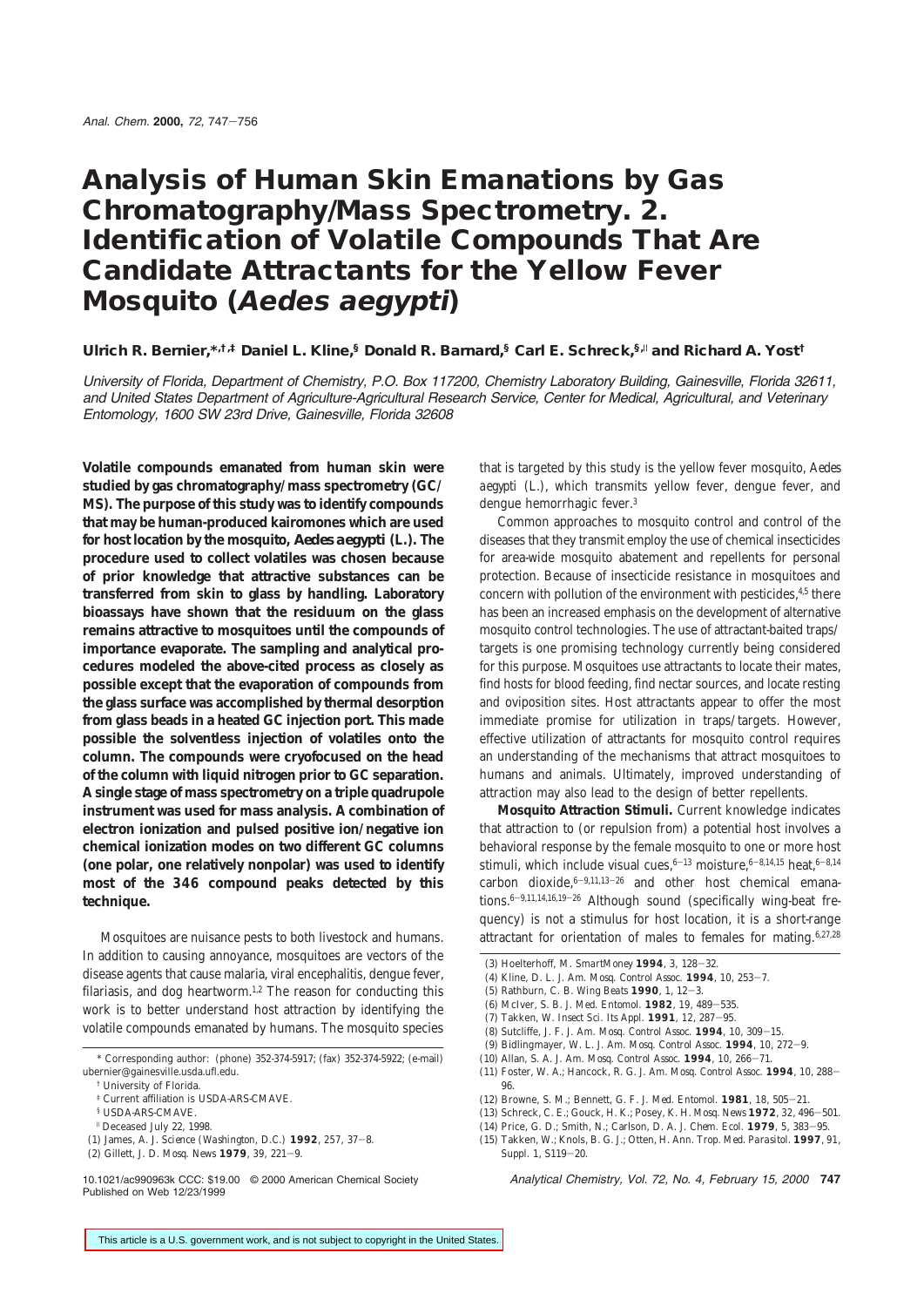# Analysis of Human Skin Emanations by Gas Chromatography/Mass Spectrometry. 2. Identification of Volatile Compounds That Are Candidate Attractants for the Yellow Fever Mosquito (*Aedes aegypti*)

**Ulrich R. Bernier,\*,†,‡ Daniel L. Kline,§ Donald R. Barnard,§ Carl E. Schreck,§,∥ and Richard A. Yost†**

*University of Florida, Department of Chemistry, P.O. Box 117200, Chemistry Laboratory Building, Gainesville, Florida 32611, and United States Department of Agriculture-Agricultural Research Service, Center for Medical, Agricultural, and Veterinary Entomology, 1600 SW 23rd Drive, Gainesville, Florida 32608*

**Volatile compounds emanated from human skin were studied by gas chromatography/mass spectrometry (GC/MS). The purpose of this study was to identify compounds that may be human-produced kairomones which are used for host location by the mosquito, *Aedes aegypti* (L.). The procedure used to collect volatiles was chosen because of prior knowledge that attractive substances can be transferred from skin to glass by handling. Laboratory bioassays have shown that the residuum on the glass remains attractive to mosquitoes until the compounds of importance evaporate. The sampling and analytical procedures modeled the above-cited process as closely as possible except that the evaporation of compounds from the glass surface was accomplished by thermal desorption from glass beads in a heated GC injection port. This made possible the solventless injection of volatiles onto the column. The compounds were cryofocused on the head of the column with liquid nitrogen prior to GC separation. A single stage of mass spectrometry on a triple quadrupole instrument was used for mass analysis. A combination of electron ionization and pulsed positive ion/negative ion chemical ionization modes on two different GC columns (one polar, one relatively nonpolar) was used to identify most of the 346 compound peaks detected by this technique.**

Mosquitoes are nuisance pests to both livestock and humans. In addition to causing annoyance, mosquitoes are vectors of the disease agents that cause malaria, viral encephalitis, dengue fever, filariasis, and dog heartworm.[1,2] The reason for conducting this work is to better understand host attraction by identifying the volatile compounds emanated by humans. The mosquito species that is targeted by this study is the yellow fever mosquito, *Aedes aegypti* (L.), which transmits yellow fever, dengue fever, and dengue hemorrhagic fever.[3]

Common approaches to mosquito control and control of the diseases that they transmit employ the use of chemical insecticides for area-wide mosquito abatement and repellents for personal protection. Because of insecticide resistance in mosquitoes and concern with pollution of the environment with pesticides,[4,5] there has been an increased emphasis on the development of alternative mosquito control technologies. The use of attractant-baited traps/targets is one promising technology currently being considered for this purpose. Mosquitoes use attractants to locate their mates, find hosts for blood feeding, find nectar sources, and locate resting and oviposition sites. Host attractants appear to offer the most immediate promise for utilization in traps/targets. However, effective utilization of attractants for mosquito control requires an understanding of the mechanisms that attract mosquitoes to humans and animals. Ultimately, improved understanding of attraction may also lead to the design of better repellents.

**Mosquito Attraction Stimuli.** Current knowledge indicates that attraction to (or repulsion from) a potential host involves a behavioral response by the female mosquito to one or more host stimuli, which include visual cues,[6-13] moisture,[6-8,14,15] heat,[6-8,14] carbon dioxide,[6-9,11,13-26] and other host chemical emanations.[6-9,11,14,16,19-26] Although sound (specifically wing-beat frequency) is not a stimulus for host location, it is a short-range attractant for orientation of males to females for mating.[6,27,28]

\* Corresponding author: (phone) 352-374-5917; (fax) 352-374-5922; (e-mail) ubernier@gainesville.usda.ufl.edu.

† University of Florida.

‡ Current affiliation is USDA-ARS-CMAVE.

§ USDA-ARS-CMAVE.

∥ Deceased July 22, 1998.

(1) James, A. J. *Science (Washington, D.C.)* **1992**, 257, 37–8.
(2) Gillett, J. D. *Mosq. News* **1979**, 39, 221–9.
(3) Hoelterhoff, M. *SmartMoney* **1994**, 3, 128–32.
(4) Kline, D. L. *J. Am. Mosq. Control Assoc.* **1994**, 10, 253–7.
(5) Rathburn, C. B. *Wing Beats* **1990**, 1, 12–3.
(6) McIver, S. B. *J. Med. Entomol.* **1982**, 19, 489–535.
(7) Takken, W. *Insect Sci. Its Appl.* **1991**, 12, 287–95.
(8) Sutcliffe, J. F. *J. Am. Mosq. Control Assoc.* **1994**, 10, 309–15.
(9) Bidlingmayer, W. L. *J. Am. Mosq. Control Assoc.* **1994**, 10, 272–9.
(10) Allan, S. A. *J. Am. Mosq. Control Assoc.* **1994**, 10, 266–71.
(11) Foster, W. A.; Hancock, R. G. *J. Am. Mosq. Control Assoc.* **1994**, 10, 288–96.
(12) Browne, S. M.; Bennett, G. F. *J. Med. Entomol.* **1981**, 18, 505–21.
(13) Schreck, C. E.; Gouck, H. K.; Posey, K. H. *Mosq. News* **1972**, 32, 496–501.
(14) Price, G. D.; Smith, N.; Carlson, D. A. *J. Chem. Ecol.* **1979**, 5, 383–95.
(15) Takken, W.; Knols, B. G. J.; Otten, H. *Ann. Trop. Med. Parasitol.* **1997**, 91, Suppl. 1, S119–20.

10.1021/ac990963k CCC: $19.00 © 2000 American Chemical Society
Published on Web 12/23/1999

This article is a U.S. government work, and is not subject to copyright in the United States.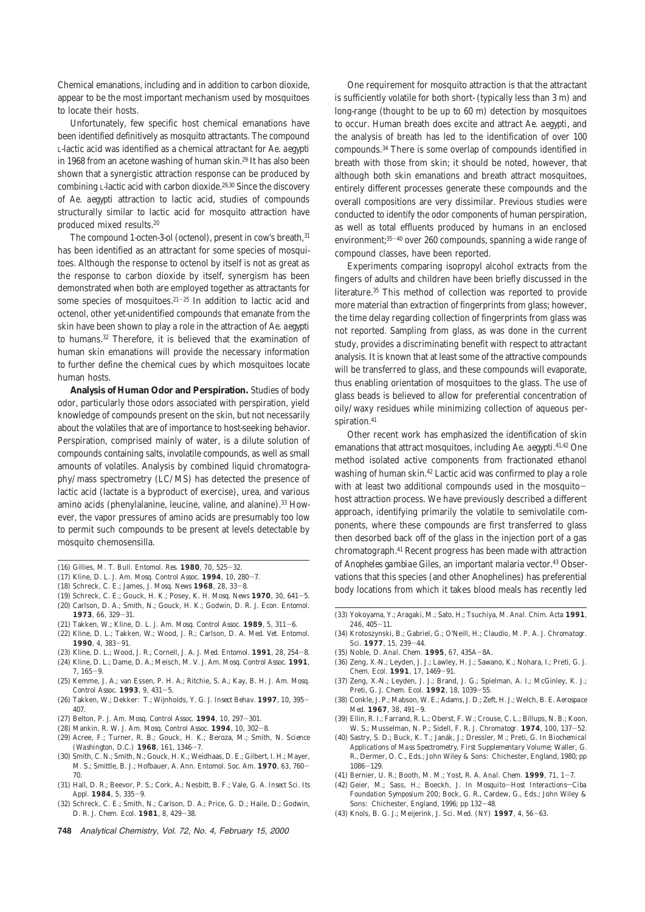Chemical emanations, including and in addition to carbon dioxide, appear to be the most important mechanism used by mosquitoes to locate their hosts.

Unfortunately, few specific host chemical emanations have been identified definitively as mosquito attractants. The compound L-lactic acid was identified as a chemical attractant for *Ae. aegypti* in 1968 from an acetone washing of human skin.[29] It has also been shown that a synergistic attraction response can be produced by combining L-lactic acid with carbon dioxide.[29,30] Since the discovery of *Ae. aegypti* attraction to lactic acid, studies of compounds structurally similar to lactic acid for mosquito attraction have produced mixed results.[20]

The compound 1-octen-3-ol (octenol), present in cow's breath,[31] has been identified as an attractant for some species of mosquitoes. Although the response to octenol by itself is not as great as the response to carbon dioxide by itself, synergism has been demonstrated when both are employed together as attractants for some species of mosquitoes.[21–25] In addition to lactic acid and octenol, other yet-unidentified compounds that emanate from the skin have been shown to play a role in the attraction of *Ae. aegypti* to humans.[32] Therefore, it is believed that the examination of human skin emanations will provide the necessary information to further define the chemical cues by which mosquitoes locate human hosts.

**Analysis of Human Odor and Perspiration.** Studies of body odor, particularly those odors associated with perspiration, yield knowledge of compounds present on the skin, but not necessarily about the volatiles that are of importance to host-seeking behavior. Perspiration, comprised mainly of water, is a dilute solution of compounds containing salts, involatile compounds, as well as small amounts of volatiles. Analysis by combined liquid chromatography/mass spectrometry (LC/MS) has detected the presence of lactic acid (lactate is a byproduct of exercise), urea, and various amino acids (phenylalanine, leucine, valine, and alanine).[33] However, the vapor pressures of amino acids are presumably too low to permit such compounds to be present at levels detectable by mosquito chemosensilla.

One requirement for mosquito attraction is that the attractant is sufficiently volatile for both short- (typically less than 3 m) and long-range (thought to be up to 60 m) detection by mosquitoes to occur. Human breath does excite and attract *Ae. aegypti*, and the analysis of breath has led to the identification of over 100 compounds.[34] There is some overlap of compounds identified in breath with those from skin; it should be noted, however, that although both skin emanations and breath attract mosquitoes, entirely different processes generate these compounds and the overall compositions are very dissimilar. Previous studies were conducted to identify the odor components of human perspiration, as well as total effluents produced by humans in an enclosed environment;[35–40] over 260 compounds, spanning a wide range of compound classes, have been reported.

Experiments comparing isopropyl alcohol extracts from the fingers of adults and children have been briefly discussed in the literature.[35] This method of collection was reported to provide more material than extraction of fingerprints from glass; however, the time delay regarding collection of fingerprints from glass was not reported. Sampling from glass, as was done in the current study, provides a discriminating benefit with respect to attractant analysis. It is known that at least some of the attractive compounds will be transferred to glass, and these compounds will evaporate, thus enabling orientation of mosquitoes to the glass. The use of glass beads is believed to allow for preferential concentration of oily/waxy residues while minimizing collection of aqueous perspiration.[41]

Other recent work has emphasized the identification of skin emanations that attract mosquitoes, including *Ae. aegypti*.[41,42] One method isolated active components from fractionated ethanol washing of human skin.[42] Lactic acid was confirmed to play a role with at least two additional compounds used in the mosquito–host attraction process. We have previously described a different approach, identifying primarily the volatile to semivolatile components, where these compounds are first transferred to glass then desorbed back off of the glass in the injection port of a gas chromatograph.[41] Recent progress has been made with attraction of *Anopheles gambiae* Giles, an important malaria vector.[43] Observations that this species (and other Anophelines) has preferential body locations from which it takes blood meals has recently led

(16) Gillies, M. T. *Bull. Entomol. Res.* **1980**, *70*, 525–32.
(17) Kline, D. L. *J. Am. Mosq. Control Assoc.* **1994**, *10*, 280–7.
(18) Schreck, C. E.; James, J. *Mosq. News* **1968**, *28*, 33–8.
(19) Schreck, C. E.; Gouck, H. K.; Posey, K. H. *Mosq. News* **1970**, *30*, 641–5.
(20) Carlson, D. A.; Smith, N.; Gouck, H. K.; Godwin, D. R. *J. Econ. Entomol.* **1973**, *66*, 329–31.
(21) Takken, W.; Kline, D. L. *J. Am. Mosq. Control Assoc.* **1989**, *5*, 311–6.
(22) Kline, D. L.; Takken, W.; Wood, J. R.; Carlson, D. A. *Med. Vet. Entomol.* **1990**, *4*, 383–91.
(23) Kline, D. L.; Wood, J. R.; Cornell, J. A. *J. Med. Entomol.* **1991**, *28*, 254–8.
(24) Kline, D. L.; Dame, D. A.; Meisch, M. V. *J. Am. Mosq. Control Assoc.* **1991**, *7*, 165–9.
(25) Kemme, J. A.; van Essen, P. H. A.; Ritchie, S. A.; Kay, B. H. *J. Am. Mosq. Control Assoc.* **1993**, *9*, 431–5.
(26) Takken, W.; Dekker: T.; Wijnholds, Y. G. *J. Insect Behav.* **1997**, *10*, 395–407.
(27) Belton, P. *J. Am. Mosq. Control Assoc.* **1994**, *10*, 297–301.
(28) Mankin, R. W. *J. Am. Mosq. Control Assoc.* **1994**, *10*, 302–8.
(29) Acree, F.; Turner, R. B.; Gouck, H. K.; Beroza, M.; Smith, N. *Science (Washington, D.C.)* **1968**, *161*, 1346–7.
(30) Smith, C. N.; Smith, N.; Gouck, H. K.; Weidhaas, D. E.; Gilbert, I. H.; Mayer, M. S.; Smittle, B. J.; Hofbauer, A. *Ann. Entomol. Soc. Am.* **1970**, *63*, 760–70.
(31) Hall, D. R.; Beevor, P. S.; Cork, A.; Nesbitt, B. F.; Vale, G. A. *Insect Sci. Its Appl.* **1984**, *5*, 335–9.
(32) Schreck, C. E.; Smith, N.; Carlson, D. A.; Price, G. D.; Haile, D.; Godwin, D. R. *J. Chem. Ecol.* **1981**, *8*, 429–38.
(33) Yokoyama, Y.; Aragaki, M.; Sato, H.; Tsuchiya, M. *Anal. Chim. Acta* **1991**, *246*, 405–11.
(34) Krotoszynski, B.; Gabriel, G.; O'Neill, H.; Claudio, M. P. A. *J. Chromatogr. Sci.* **1977**, *15*, 239–44.
(35) Noble, D. *Anal. Chem.* **1995**, *67*, 435A–8A.
(36) Zeng, X.-N.; Leyden, J. J.; Lawley, H. J.; Sawano, K.; Nohara, I.; Preti, G. *J. Chem. Ecol.* **1991**, *17*, 1469–91.
(37) Zeng, X.-N.; Leyden, J. J.; Brand, J. G.; Spielman, A. I.; McGinley, K. J.; Preti, G. *J. Chem. Ecol.* **1992**, *18*, 1039–55.
(38) Conkle, J. P.; Mabson, W. E.; Adams, J. D.; Zeft, H. J.; Welch, B. E. *Aerospace Med.* **1967**, *38*, 491–9.
(39) Ellin, R. I.; Farrand, R. L.; Oberst, F. W.; Crouse, C. L.; Billups, N. B.; Koon, W. S.; Musselman, N. P.; Sidell, F. R. *J. Chromatogr.* **1974**, *100*, 137–52.
(40) Sastry, S. D.; Buck, K. T.; Janák, J.; Dressler, M.; Preti, G. In *Biochemical Applications of Mass Spectrometry, First Supplementary Volume*; Waller, G. R., Dermer, O. C., Eds.; John Wiley & Sons: Chichester, England, 1980; pp 1086–129.
(41) Bernier, U. R.; Booth, M. M.; Yost, R. A. *Anal. Chem.* **1999**, *71*, 1–7.
(42) Geier, M.; Sass, H.; Boeckh, J. In *Mosquito–Host Interactions—Ciba Foundation Symposium 200*; Bock, G. R., Cardew, G., Eds.; John Wiley & Sons: Chichester, England, 1996; pp 132–48.
(43) Knols, B. G. J.; Meijerink, J. *Sci. Med. (NY)* **1997**, *4*, 56–63.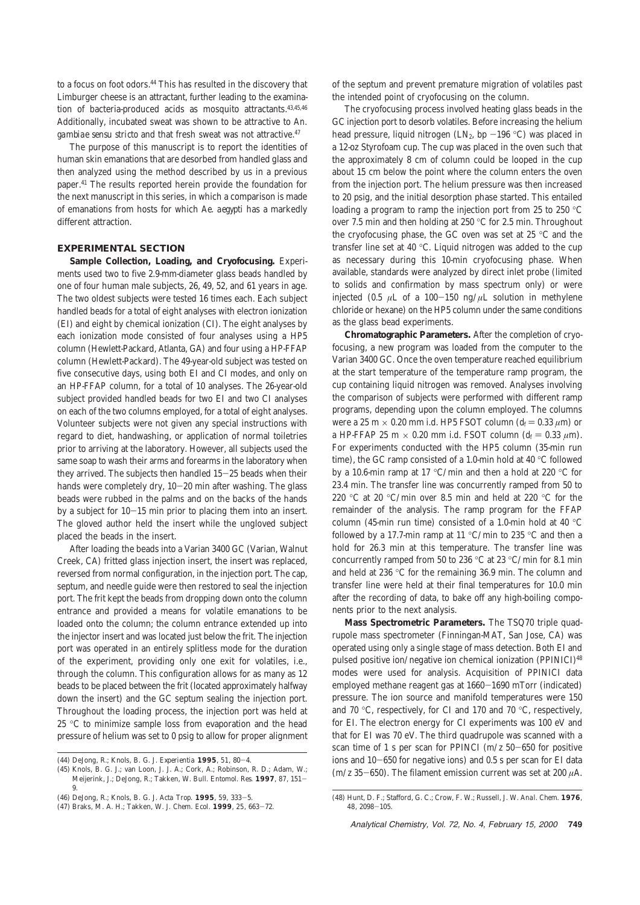to a focus on foot odors.[44] This has resulted in the discovery that Limburger cheese is an attractant, further leading to the examination of bacteria-produced acids as mosquito attractants.[43,45,46] Additionally, incubated sweat was shown to be attractive to *An. gambiae sensu stricto* and that fresh sweat was not attractive.[47]

The purpose of this manuscript is to report the identities of human skin emanations that are desorbed from handled glass and then analyzed using the method described by us in a previous paper.[41] The results reported herein provide the foundation for the next manuscript in this series, in which a comparison is made of emanations from hosts for which *Ae. aegypti* has a markedly different attraction.

## EXPERIMENTAL SECTION

**Sample Collection, Loading, and Cryofocusing.** Experiments used two to five 2.9-mm-diameter glass beads handled by one of four human male subjects, 26, 49, 52, and 61 years in age. The two oldest subjects were tested 16 times each. Each subject handled beads for a total of eight analyses with electron ionization (EI) and eight by chemical ionization (CI). The eight analyses by each ionization mode consisted of four analyses using a HP5 column (Hewlett-Packard, Atlanta, GA) and four using a HP-FFAP column (Hewlett-Packard). The 49-year-old subject was tested on five consecutive days, using both EI and CI modes, and only on an HP-FFAP column, for a total of 10 analyses. The 26-year-old subject provided handled beads for two EI and two CI analyses on each of the two columns employed, for a total of eight analyses. Volunteer subjects were not given any special instructions with regard to diet, handwashing, or application of normal toiletries prior to arriving at the laboratory. However, all subjects used the same soap to wash their arms and forearms in the laboratory when they arrived. The subjects then handled 15–25 beads when their hands were completely dry, 10–20 min after washing. The glass beads were rubbed in the palms and on the backs of the hands by a subject for 10–15 min prior to placing them into an insert. The gloved author held the insert while the ungloved subject placed the beads in the insert.

After loading the beads into a Varian 3400 GC (Varian, Walnut Creek, CA) fritted glass injection insert, the insert was replaced, reversed from normal configuration, in the injection port. The cap, septum, and needle guide were then restored to seal the injection port. The frit kept the beads from dropping down onto the column entrance and provided a means for volatile emanations to be loaded onto the column; the column entrance extended up into the injector insert and was located just below the frit. The injection port was operated in an entirely splitless mode for the duration of the experiment, providing only one exit for volatiles, i.e., through the column. This configuration allows for as many as 12 beads to be placed between the frit (located approximately halfway down the insert) and the GC septum sealing the injection port. Throughout the loading process, the injection port was held at 25 °C to minimize sample loss from evaporation and the head pressure of helium was set to 0 psig to allow for proper alignment of the septum and prevent premature migration of volatiles past the intended point of cryofocusing on the column.

The cryofocusing process involved heating glass beads in the GC injection port to desorb volatiles. Before increasing the helium head pressure, liquid nitrogen ($LN_2$, bp −196 °C) was placed in a 12-oz Styrofoam cup. The cup was placed in the oven such that the approximately 8 cm of column could be looped in the cup about 15 cm below the point where the column enters the oven from the injection port. The helium pressure was then increased to 20 psig, and the initial desorption phase started. This entailed loading a program to ramp the injection port from 25 to 250 °C over 7.5 min and then holding at 250 °C for 2.5 min. Throughout the cryofocusing phase, the GC oven was set at 25 °C and the transfer line set at 40 °C. Liquid nitrogen was added to the cup as necessary during this 10-min cryofocusing phase. When available, standards were analyzed by direct inlet probe (limited to solids and confirmation by mass spectrum only) or were injected (0.5 μL of a 100–150 ng/μL solution in methylene chloride or hexane) on the HP5 column under the same conditions as the glass bead experiments.

**Chromatographic Parameters.** After the completion of cryofocusing, a new program was loaded from the computer to the Varian 3400 GC. Once the oven temperature reached equilibrium at the start temperature of the temperature ramp program, the cup containing liquid nitrogen was removed. Analyses involving the comparison of subjects were performed with different ramp programs, depending upon the column employed. The columns were a 25 m × 0.20 mm i.d. HP5 FSOT column ($d_f$ = 0.33 μm) or a HP-FFAP 25 m × 0.20 mm i.d. FSOT column ($d_f$ = 0.33 μm). For experiments conducted with the HP5 column (35-min run time), the GC ramp consisted of a 1.0-min hold at 40 °C followed by a 10.6-min ramp at 17 °C/min and then a hold at 220 °C for 23.4 min. The transfer line was concurrently ramped from 50 to 220 °C at 20 °C/min over 8.5 min and held at 220 °C for the remainder of the analysis. The ramp program for the FFAP column (45-min run time) consisted of a 1.0-min hold at 40 °C followed by a 17.7-min ramp at 11 °C/min to 235 °C and then a hold for 26.3 min at this temperature. The transfer line was concurrently ramped from 50 to 236 °C at 23 °C/min for 8.1 min and held at 236 °C for the remaining 36.9 min. The column and transfer line were held at their final temperatures for 10.0 min after the recording of data, to bake off any high-boiling components prior to the next analysis.

**Mass Spectrometric Parameters.** The TSQ70 triple quadrupole mass spectrometer (Finnigan-MAT, San Jose, CA) was operated using only a single stage of mass detection. Both EI and pulsed positive ion/negative ion chemical ionization (PPINICI)[48] modes were used for analysis. Acquisition of PPINICI data employed methane reagent gas at 1660–1690 mTorr (indicated) pressure. The ion source and manifold temperatures were 150 and 70 °C, respectively, for CI and 170 and 70 °C, respectively, for EI. The electron energy for CI experiments was 100 eV and that for EI was 70 eV. The third quadrupole was scanned with a scan time of 1 s per scan for PPINCI (*m/z* 50–650 for positive ions and 10–650 for negative ions) and 0.5 s per scan for EI data (*m/z* 35–650). The filament emission current was set at 200 μA.

(44) DeJong, R.; Knols, B. G. J. *Experientia* **1995**, *51*, 80–4.

(45) Knols, B. G. J.; van Loon, J. J. A.; Cork, A.; Robinson, R. D.; Adam, W.; Meijerink, J.; DeJong, R.; Takken, W. *Bull. Entomol. Res.* **1997**, *87*, 151–9.

(46) DeJong, R.; Knols, B. G. J. *Acta Trop.* **1995**, *59*, 333–5.

(47) Braks, M. A. H.; Takken, W. *J. Chem. Ecol.* **1999**, *25*, 663–72.

(48) Hunt, D. F.; Stafford, G. C.; Crow, F. W.; Russell, J. W. *Anal. Chem.* **1976**, *48*, 2098–105.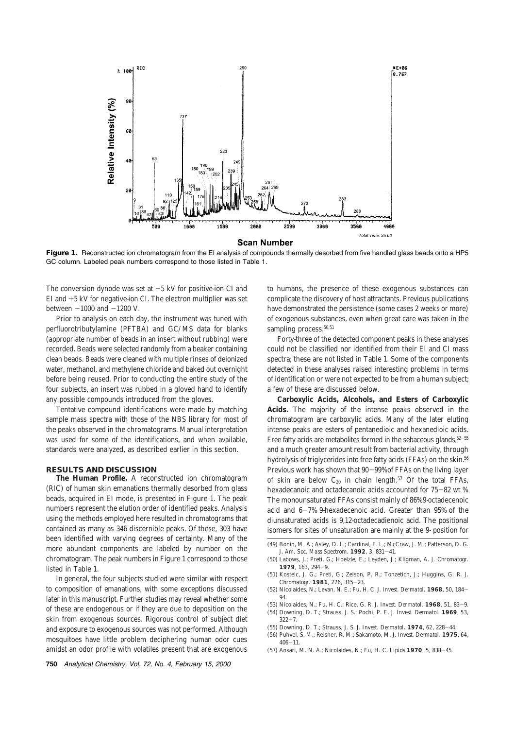**Figure 1.** Reconstructed ion chromatogram from the EI analysis of compounds thermally desorbed from five handled glass beads onto a HP5 GC column. Labeled peak numbers correspond to those listed in Table 1.

The conversion dynode was set at −5 kV for positive-ion CI and EI and +5 kV for negative-ion CI. The electron multiplier was set between −1000 and −1200 V.

Prior to analysis on each day, the instrument was tuned with perfluorotributylamine (PFTBA) and GC/MS data for blanks (appropriate number of beads in an insert without rubbing) were recorded. Beads were selected randomly from a beaker containing clean beads. Beads were cleaned with multiple rinses of deionized water, methanol, and methylene chloride and baked out overnight before being reused. Prior to conducting the entire study of the four subjects, an insert was rubbed in a gloved hand to identify any possible compounds introduced from the gloves.

Tentative compound identifications were made by matching sample mass spectra with those of the NBS library for most of the peaks observed in the chromatograms. Manual interpretation was used for some of the identifications, and when available, standards were analyzed, as described earlier in this section.

## RESULTS AND DISCUSSION

**The Human Profile.** A reconstructed ion chromatogram (RIC) of human skin emanations thermally desorbed from glass beads, acquired in EI mode, is presented in Figure 1. The peak numbers represent the elution order of identified peaks. Analysis using the methods employed here resulted in chromatograms that contained as many as 346 discernible peaks. Of these, 303 have been identified with varying degrees of certainty. Many of the more abundant components are labeled by number on the chromatogram. The peak numbers in Figure 1 correspond to those listed in Table 1.

In general, the four subjects studied were similar with respect to composition of emanations, with some exceptions discussed later in this manuscript. Further studies may reveal whether some of these are endogenous or if they are due to deposition on the skin from exogenous sources. Rigorous control of subject diet and exposure to exogenous sources was not performed. Although mosquitoes have little problem deciphering human odor cues amidst an odor profile with volatiles present that are exogenous to humans, the presence of these exogenous substances can complicate the discovery of host attractants. Previous publications have demonstrated the persistence (some cases 2 weeks or more) of exogenous substances, even when great care was taken in the sampling process.[50,51]

Forty-three of the detected component peaks in these analyses could not be classified nor identified from their EI and CI mass spectra; these are not listed in Table 1. Some of the components detected in these analyses raised interesting problems in terms of identification or were not expected to be from a human subject; a few of these are discussed below.

**Carboxylic Acids, Alcohols, and Esters of Carboxylic Acids.** The majority of the intense peaks observed in the chromatogram are carboxylic acids. Many of the later eluting intense peaks are esters of pentanedioic and hexanedioic acids. Free fatty acids are metabolites formed in the sebaceous glands,[52−55] and a much greater amount result from bacterial activity, through hydrolysis of triglycerides into free fatty acids (FFAs) on the skin.[56] Previous work has shown that 90−99% of FFAs on the living layer of skin are below $C_{20}$ in chain length.[57] Of the total FFAs, hexadecanoic and octadecanoic acids accounted for 75−82 wt %. The monounsaturated FFAs consist mainly of 86% 9-octadecenoic acid and 6−7% 9-hexadecenoic acid. Greater than 95% of the diunsaturated acids is 9,12-octadecadienoic acid. The positional isomers for sites of unsaturation are mainly at the 9- position for

(49) Bonin, M. A.; Asley, D. L.; Cardinal, F. L.; McCraw, J. M.; Patterson, D. G. *J. Am. Soc. Mass Spectrom.* **1992**, *3*, 831−41.
(50) Labows, J.; Preti, G.; Hoelzle, E.; Leyden, J.; Kligman, A. *J. Chromatogr.* **1979**, *163*, 294−9.
(51) Kostelc, J. G.; Preti, G.; Zelson, P. R.; Tonzetich, J.; Huggins, G. R. *J. Chromatogr.* **1981**, *226*, 315−23.
(52) Nicolaides, N.; Levan, N. E.; Fu, H. C. *J. Invest. Dermatol.* **1968**, *50*, 184−94.
(53) Nicolaides, N.; Fu, H. C.; Rice, G. R. *J. Invest. Dermatol.* **1968**, *51*, 83−9.
(54) Downing, D. T.; Strauss, J. S.; Pochi, P. E. *J. Invest. Dermatol.* **1969**, *53*, 322−7.
(55) Downing, D. T.; Strauss, J. S. *J. Invest. Dermatol.* **1974**, *62*, 228−44.
(56) Puhvel, S. M.; Reisner, R. M.; Sakamoto, M. *J. Invest. Dermatol.* **1975**, *64*, 406−11.
(57) Ansari, M. N. A.; Nicolaides, N.; Fu, H. C. *Lipids* **1970**, *5*, 838−45.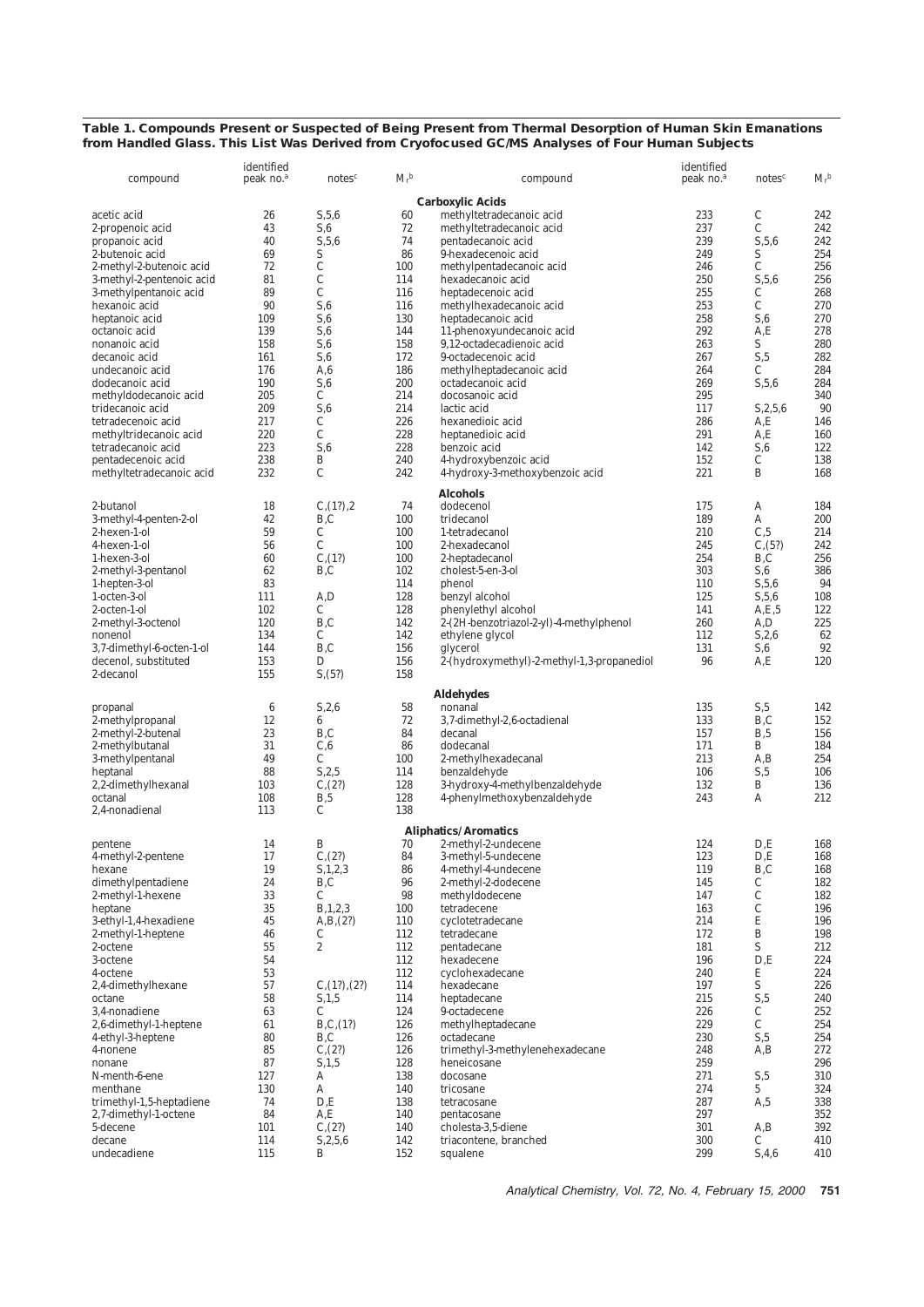**Table 1. Compounds Present or Suspected of Being Present from Thermal Desorption of Human Skin Emanations from Handled Glass. This List Was Derived from Cryofocused GC/MS Analyses of Four Human Subjects**

| compound | identified peak no.[a] | notes[c] | $M_r$[b] | compound | identified peak no.[a] | notes[c] | $M_r$[b] |
|---|---|---|---|---|---|---|---|
| | | | | **Carboxylic Acids** | | | |
| acetic acid | 26 | S,5,6 | 60 | methyltetradecanoic acid | 233 | C | 242 |
| 2-propenoic acid | 43 | S,6 | 72 | methyltetradecanoic acid | 237 | C | 242 |
| propanoic acid | 40 | S,5,6 | 74 | pentadecanoic acid | 239 | S,5,6 | 242 |
| 2-butenoic acid | 69 | S | 86 | 9-hexadecenoic acid | 249 | S | 254 |
| 2-methyl-2-butenoic acid | 72 | C | 100 | methylpentadecanoic acid | 246 | C | 256 |
| 3-methyl-2-pentenoic acid | 81 | C | 114 | hexadecanoic acid | 250 | S,5,6 | 256 |
| 3-methylpentanoic acid | 89 | C | 116 | heptadecenoic acid | 255 | C | 268 |
| hexanoic acid | 90 | S,6 | 116 | methylhexadecanoic acid | 253 | C | 270 |
| heptanoic acid | 109 | S,6 | 130 | heptadecanoic acid | 258 | S,6 | 270 |
| octanoic acid | 139 | S,6 | 144 | 11-phenoxyundecanoic acid | 292 | A,E | 278 |
| nonanoic acid | 158 | S,6 | 158 | 9,12-octadecadienoic acid | 263 | S | 280 |
| decanoic acid | 161 | S,6 | 172 | 9-octadecenoic acid | 267 | S,5 | 282 |
| undecanoic acid | 176 | A,6 | 186 | methylheptadecanoic acid | 264 | C | 284 |
| dodecanoic acid | 190 | S,6 | 200 | octadecanoic acid | 269 | S,5,6 | 284 |
| methyldodecanoic acid | 205 | C | 214 | docosanoic acid | 295 | | 340 |
| tridecanoic acid | 209 | S,6 | 214 | lactic acid | 117 | S,2,5,6 | 90 |
| tetradecenoic acid | 217 | C | 226 | hexanedioic acid | 286 | A,E | 146 |
| methyltridecanoic acid | 220 | C | 228 | heptanedioic acid | 291 | A,E | 160 |
| tetradecanoic acid | 223 | S,6 | 228 | benzoic acid | 142 | S,6 | 122 |
| pentadecenoic acid | 238 | B | 240 | 4-hydroxybenzoic acid | 152 | C | 138 |
| methyltetradecanoic acid | 232 | C | 242 | 4-hydroxy-3-methoxybenzoic acid | 221 | B | 168 |
| | | | | **Alcohols** | | | |
| 2-butanol | 18 | C,(1?),2 | 74 | dodecenol | 175 | A | 184 |
| 3-methyl-4-penten-2-ol | 42 | B,C | 100 | tridecanol | 189 | A | 200 |
| 2-hexen-1-ol | 59 | C | 100 | 1-tetradecanol | 210 | C,5 | 214 |
| 4-hexen-1-ol | 56 | C | 100 | 2-hexadecanol | 245 | C,(5?) | 242 |
| 1-hexen-3-ol | 60 | C,(1?) | 100 | 2-heptadecanol | 254 | B,C | 256 |
| 2-methyl-3-pentanol | 62 | B,C | 102 | cholest-5-en-3-ol | 303 | S,6 | 386 |
| 1-hepten-3-ol | 83 | | 114 | phenol | 110 | S,5,6 | 94 |
| 1-octen-3-ol | 111 | A,D | 128 | benzyl alcohol | 125 | S,5,6 | 108 |
| 2-octen-1-ol | 102 | C | 128 | phenylethyl alcohol | 141 | A,E,5 | 122 |
| 2-methyl-3-octenol | 120 | B,C | 142 | 2-(2H-benzotriazol-2-yl)-4-methylphenol | 260 | A,D | 225 |
| nonenol | 134 | C | 142 | ethylene glycol | 112 | S,2,6 | 62 |
| 3,7-dimethyl-6-octen-1-ol | 144 | B,C | 156 | glycerol | 131 | S,6 | 92 |
| decenol, substituted | 153 | D | 156 | 2-(hydroxymethyl)-2-methyl-1,3-propanediol | 96 | A,E | 120 |
| 2-decanol | 155 | S,(5?) | 158 | | | | |
| | | | | **Aldehydes** | | | |
| propanal | 6 | S,2,6 | 58 | nonanal | 135 | S,5 | 142 |
| 2-methylpropanal | 12 | 6 | 72 | 3,7-dimethyl-2,6-octadienal | 133 | B,C | 152 |
| 2-methyl-2-butenal | 23 | B,C | 84 | decanal | 157 | B,5 | 156 |
| 2-methylbutanal | 31 | C,6 | 86 | dodecanal | 171 | B | 184 |
| 3-methylpentanal | 49 | C | 100 | 2-methylhexadecanal | 213 | A,B | 254 |
| heptanal | 88 | S,2,5 | 114 | benzaldehyde | 106 | S,5 | 106 |
| 2,2-dimethylhexanal | 103 | C,(2?) | 128 | 3-hydroxy-4-methylbenzaldehyde | 132 | B | 136 |
| octanal | 108 | B,5 | 128 | 4-phenylmethoxybenzaldehyde | 243 | A | 212 |
| 2,4-nonadienal | 113 | C | 138 | | | | |
| | | | | **Aliphatics/Aromatics** | | | |
| pentene | 14 | B | 70 | 2-methyl-2-undecene | 124 | D,E | 168 |
| 4-methyl-2-pentene | 17 | C,(2?) | 84 | 3-methyl-5-undecene | 123 | D,E | 168 |
| hexane | 19 | S,1,2,3 | 86 | 4-methyl-4-undecene | 119 | B,C | 168 |
| dimethylpentadiene | 24 | B,C | 96 | 2-methyl-2-dodecene | 145 | C | 182 |
| 2-methyl-1-hexene | 33 | C | 98 | methyldodecene | 147 | C | 182 |
| heptane | 35 | B,1,2,3 | 100 | tetradecene | 163 | C | 196 |
| 3-ethyl-1,4-hexadiene | 45 | A,B,(2?) | 110 | cyclotetradecane | 214 | E | 196 |
| 2-methyl-1-heptene | 46 | C | 112 | tetradecane | 172 | B | 198 |
| 2-octene | 55 | 2 | 112 | pentadecane | 181 | S | 212 |
| 3-octene | 54 | | 112 | hexadecene | 196 | D,E | 224 |
| 4-octene | 53 | | 112 | cyclohexadecane | 240 | E | 224 |
| 2,4-dimethylhexane | 57 | C,(1?),(2?) | 114 | hexadecane | 197 | S | 226 |
| octane | 58 | S,1,5 | 114 | heptadecane | 215 | S,5 | 240 |
| 3,4-nonadiene | 63 | C | 124 | 9-octadecene | 226 | C | 252 |
| 2,6-dimethyl-1-heptene | 61 | B,C,(1?) | 126 | methylheptadecane | 229 | C | 254 |
| 4-ethyl-3-heptene | 80 | B,C | 126 | octadecane | 230 | S,5 | 254 |
| 4-nonene | 85 | C,(2?) | 126 | trimethyl-3-methylenehexadecane | 248 | A,B | 272 |
| nonane | 87 | S,1,5 | 128 | heneicosane | 259 | | 296 |
| N-menth-6-ene | 127 | A | 138 | docosane | 271 | S,5 | 310 |
| menthane | 130 | A | 140 | tricosane | 274 | 5 | 324 |
| trimethyl-1,5-heptadiene | 74 | D,E | 138 | tetracosane | 287 | A,5 | 338 |
| 2,7-dimethyl-1-octene | 84 | A,E | 140 | pentacosane | 297 | | 352 |
| 5-decene | 101 | C,(2?) | 140 | cholesta-3,5-diene | 301 | A,B | 392 |
| decane | 114 | S,2,5,6 | 142 | triacontene, branched | 300 | C | 410 |
| undecadiene | 115 | B | 152 | squalene | 299 | S,4,6 | 410 |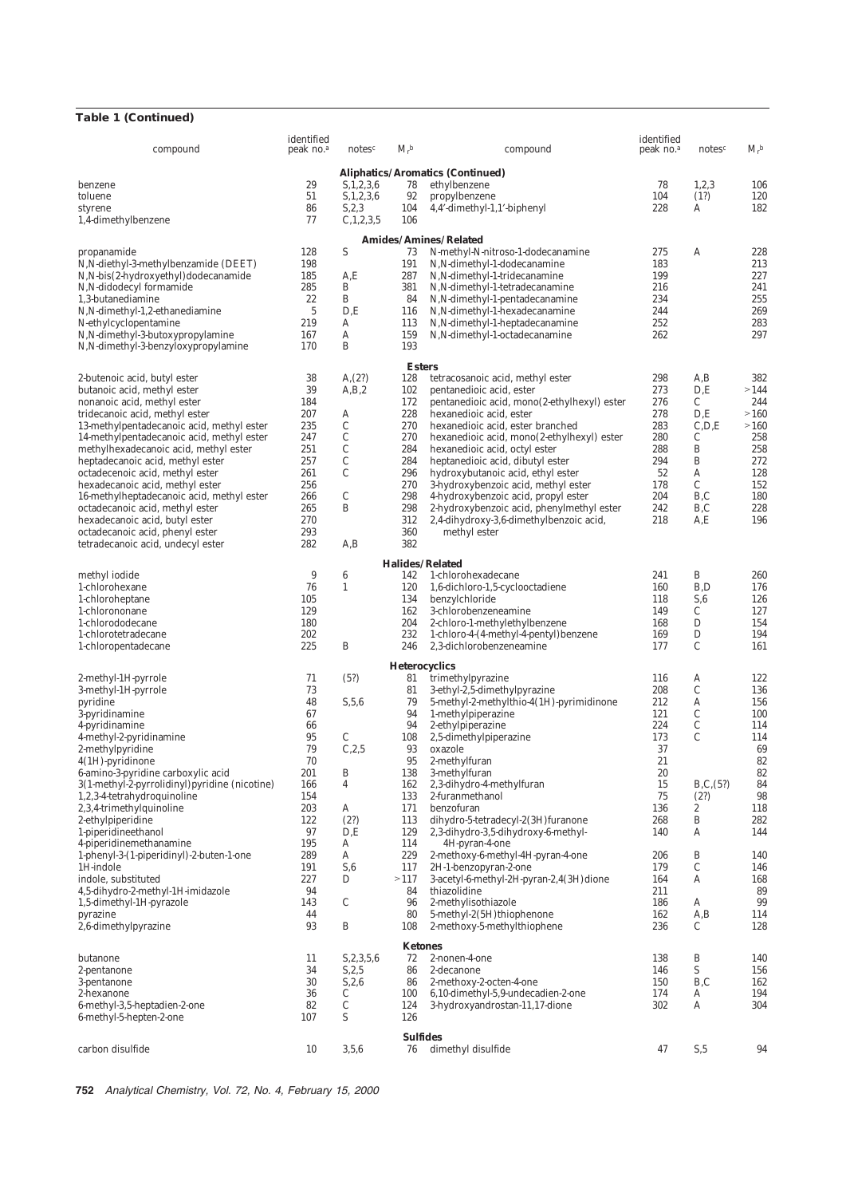**Table 1 (Continued)**

| compound | identified peak no.[a] | notes[c] | $M_r$[b] | compound | identified peak no.[a] | notes[c] | $M_r$[b] |
|---|---|---|---|---|---|---|---|
| | | | **Aliphatics/Aromatics (Continued)** | | | | |
| benzene | 29 | S,1,2,3,6 | 78 | ethylbenzene | 78 | 1,2,3 | 106 |
| toluene | 51 | S,1,2,3,6 | 92 | propylbenzene | 104 | (1?) | 120 |
| styrene | 86 | S,2,3 | 104 | 4,4′-dimethyl-1,1′-biphenyl | 228 | A | 182 |
| 1,4-dimethylbenzene | 77 | C,1,2,3,5 | 106 | | | | |
| | | | **Amides/Amines/Related** | | | | |
| propanamide | 128 | S | 73 | *N*-methyl-*N*-nitroso-1-dodecanamine | 275 | A | 228 |
| *N*,*N*-diethyl-3-methylbenzamide (DEET) | 198 | | 191 | *N*,*N*-dimethyl-1-dodecanamine | 183 | | 213 |
| *N*,*N*-bis(2-hydroxyethyl)dodecanamide | 185 | A,E | 287 | *N*,*N*-dimethyl-1-tridecanamine | 199 | | 227 |
| *N*,*N*-didodecyl formamide | 285 | B | 381 | *N*,*N*-dimethyl-1-tetradecanamine | 216 | | 241 |
| 1,3-butanediamine | 22 | B | 84 | *N*,*N*-dimethyl-1-pentadecanamine | 234 | | 255 |
| *N*,*N*-dimethyl-1,2-ethanediamine | 5 | D,E | 116 | *N*,*N*-dimethyl-1-hexadecanamine | 244 | | 269 |
| *N*-ethylcyclopentamine | 219 | A | 113 | *N*,*N*-dimethyl-1-heptadecanamine | 252 | | 283 |
| *N*,*N*-dimethyl-3-butoxypropylamine | 167 | A | 159 | *N*,*N*-dimethyl-1-octadecanamine | 262 | | 297 |
| *N*,*N*-dimethyl-3-benzyloxypropylamine | 170 | B | 193 | | | | |
| | | | **Esters** | | | | |
| 2-butenoic acid, butyl ester | 38 | A,(2?) | 128 | tetracosanoic acid, methyl ester | 298 | A,B | 382 |
| butanoic acid, methyl ester | 39 | A,B,2 | 102 | pentanedioic acid, ester | 273 | D,E | >144 |
| nonanoic acid, methyl ester | 184 | | 172 | pentanedioic acid, mono(2-ethylhexyl) ester | 276 | C | 244 |
| tridecanoic acid, methyl ester | 207 | A | 228 | hexanedioic acid, ester | 278 | D,E | >160 |
| 13-methylpentadecanoic acid, methyl ester | 235 | C | 270 | hexanedioic acid, ester branched | 283 | C,D,E | >160 |
| 14-methylpentadecanoic acid, methyl ester | 247 | C | 270 | hexanedioic acid, mono(2-ethylhexyl) ester | 280 | C | 258 |
| methylhexadecanoic acid, methyl ester | 251 | C | 284 | hexanedioic acid, octyl ester | 288 | B | 258 |
| heptadecanoic acid, methyl ester | 257 | C | 284 | heptanedioic acid, dibutyl ester | 294 | B | 272 |
| octadecenoic acid, methyl ester | 261 | C | 296 | hydroxybutanoic acid, ethyl ester | 52 | A | 128 |
| hexadecanoic acid, methyl ester | 256 | | 270 | 3-hydroxybenzoic acid, methyl ester | 178 | C | 152 |
| 16-methylheptadecanoic acid, methyl ester | 266 | C | 298 | 4-hydroxybenzoic acid, propyl ester | 204 | B,C | 180 |
| octadecanoic acid, methyl ester | 265 | B | 298 | 2-hydroxybenzoic acid, phenylmethyl ester | 242 | B,C | 228 |
| hexadecanoic acid, butyl ester | 270 | | 312 | 2,4-dihydroxy-3,6-dimethylbenzoic acid, methyl ester | 218 | A,E | 196 |
| octadecanoic acid, phenyl ester | 293 | | 360 | | | | |
| tetradecanoic acid, undecyl ester | 282 | A,B | 382 | | | | |
| | | | **Halides/Related** | | | | |
| methyl iodide | 9 | 6 | 142 | 1-chlorohexadecane | 241 | B | 260 |
| 1-chlorohexane | 76 | 1 | 120 | 1,6-dichloro-1,5-cyclooctadiene | 160 | B,D | 176 |
| 1-chloroheptane | 105 | | 134 | benzylchloride | 118 | S,6 | 126 |
| 1-chlorononane | 129 | | 162 | 3-chlorobenzeneamine | 149 | C | 127 |
| 1-chlorododecane | 180 | | 204 | 2-chloro-1-methylethylbenzene | 168 | D | 154 |
| 1-chlorotetradecane | 202 | | 232 | 1-chloro-4-(4-methyl-4-pentyl)benzene | 169 | D | 194 |
| 1-chloropentadecane | 225 | B | 246 | 2,3-dichlorobenzeneamine | 177 | C | 161 |
| | | | **Heterocyclics** | | | | |
| 2-methyl-1*H*-pyrrole | 71 | (5?) | 81 | trimethylpyrazine | 116 | A | 122 |
| 3-methyl-1*H*-pyrrole | 73 | | 81 | 3-ethyl-2,5-dimethylpyrazine | 208 | C | 136 |
| pyridine | 48 | S,5,6 | 79 | 5-methyl-2-methylthio-4(1H)-pyrimidinone | 212 | A | 156 |
| 3-pyridinamine | 67 | | 94 | 1-methylpiperazine | 121 | C | 100 |
| 4-pyridinamine | 66 | | 94 | 2-ethylpiperazine | 224 | C | 114 |
| 4-methyl-2-pyridinamine | 95 | C | 108 | 2,5-dimethylpiperazine | 173 | C | 114 |
| 2-methylpyridine | 79 | C,2,5 | 93 | oxazole | 37 | | 69 |
| 4(1*H*)-pyridinone | 70 | | 95 | 2-methylfuran | 21 | | 82 |
| 6-amino-3-pyridine carboxylic acid | 201 | B | 138 | 3-methylfuran | 20 | | 82 |
| 3(1-methyl-2-pyrrolidinyl)pyridine (nicotine) | 166 | 4 | 162 | 2,3-dihydro-4-methylfuran | 15 | B,C,(5?) | 84 |
| 1,2,3,4-tetrahydroquinoline | 154 | | 133 | 2-furanmethanol | 75 | (2?) | 98 |
| 2,3,4-trimethylquinoline | 203 | A | 171 | benzofuran | 136 | 2 | 118 |
| 2-ethylpiperidine | 122 | (2?) | 113 | dihydro-5-tetradecyl-2(3*H*)furanone | 268 | B | 282 |
| 1-piperidineethanol | 97 | D,E | 129 | 2,3-dihydro-3,5-dihydroxy-6-methyl-4*H*-pyran-4-one | 140 | A | 144 |
| 4-piperidinemethanamine | 195 | A | 114 | | | | |
| 1-phenyl-3-(1-piperidinyl)-2-buten-1-one | 289 | A | 229 | 2-methoxy-6-methyl-4*H*-pyran-4-one | 206 | B | 140 |
| 1*H*-indole | 191 | S,6 | 117 | 2*H*-1-benzopyran-2-one | 179 | C | 146 |
| indole, substituted | 227 | D | >117 | 3-acetyl-6-methyl-2*H*-pyran-2,4(3*H*)dione | 164 | A | 168 |
| 4,5-dihydro-2-methyl-1*H*-imidazole | 94 | | 84 | thiazolidine | 211 | | 89 |
| 1,5-dimethyl-1*H*-pyrazole | 143 | C | 96 | 2-methylisothiazole | 186 | A | 99 |
| pyrazine | 44 | | 80 | 5-methyl-2(5*H*)thiophenone | 162 | A,B | 114 |
| 2,6-dimethylpyrazine | 93 | B | 108 | 2-methoxy-5-methylthiophene | 236 | C | 128 |
| | | | **Ketones** | | | | |
| butanone | 11 | S,2,3,5,6 | 72 | 2-nonen-4-one | 138 | B | 140 |
| 2-pentanone | 34 | S,2,5 | 86 | 2-decanone | 146 | S | 156 |
| 3-pentanone | 30 | S,2,6 | 86 | 2-methoxy-2-octen-4-one | 150 | B,C | 162 |
| 2-hexanone | 36 | C | 100 | 6,10-dimethyl-5,9-undecadien-2-one | 174 | A | 194 |
| 6-methyl-3,5-heptadien-2-one | 82 | C | 124 | 3-hydroxyandrostan-11,17-dione | 302 | A | 304 |
| 6-methyl-5-hepten-2-one | 107 | S | 126 | | | | |
| | | | **Sulfides** | | | | |
| carbon disulfide | 10 | 3,5,6 | 76 | dimethyl disulfide | 47 | S,5 | 94 |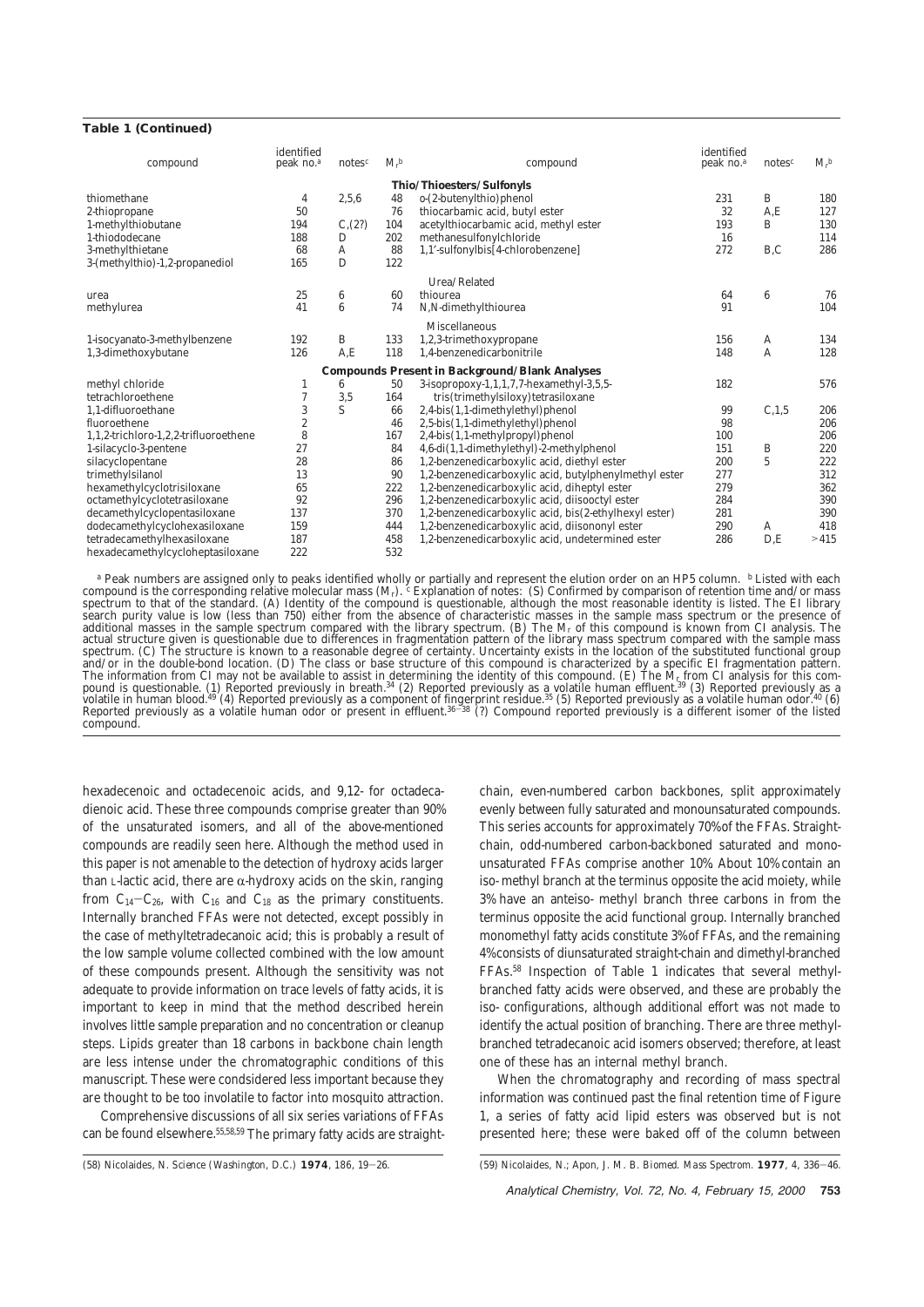**Table 1 (Continued)**

| compound | identified peak no.[a] | notes[c] | $M_r$[b] | compound | identified peak no.[a] | notes[c] | $M_r$[b] |
|---|---|---|---|---|---|---|---|
| **Thio/Thioesters/Sulfonyls** | | | | | | | |
| thiomethane | 4 | 2,5,6 | 48 | o-(2-butenylthio)phenol | 231 | B | 180 |
| 2-thiopropane | 50 | | 76 | thiocarbamic acid, butyl ester | 32 | A,E | 127 |
| 1-methylthiobutane | 194 | C,(2?) | 104 | acetylthiocarbamic acid, methyl ester | 193 | B | 130 |
| 1-thiododecane | 188 | D | 202 | methanesulfonylchloride | 16 | | 114 |
| 3-methylthietane | 68 | A | 88 | 1,1′-sulfonylbis[4-chlorobenzene] | 272 | B,C | 286 |
| 3-(methylthio)-1,2-propanediol | 165 | D | 122 | | | | |
| Urea/Related | | | | | | | |
| urea | 25 | 6 | 60 | thiourea | 64 | 6 | 76 |
| methylurea | 41 | 6 | 74 | N,N-dimethylthiourea | 91 | | 104 |
| Miscellaneous | | | | | | | |
| 1-isocyanato-3-methylbenzene | 192 | B | 133 | 1,2,3-trimethoxypropane | 156 | A | 134 |
| 1,3-dimethoxybutane | 126 | A,E | 118 | 1,4-benzenedicarbonitrile | 148 | A | 128 |
| **Compounds Present in Background/Blank Analyses** | | | | | | | |
| methyl chloride | 1 | 6 | 50 | 3-isopropoxy-1,1,1,7,7,7-hexamethyl-3,5,5-tris(trimethylsiloxy)tetrasiloxane | 182 | | 576 |
| tetrachloroethene | 7 | 3,5 | 164 | | | | |
| 1,1-difluoroethane | 3 | S | 66 | 2,4-bis(1,1-dimethylethyl)phenol | 99 | C,1,5 | 206 |
| fluoroethene | 2 | | 46 | 2,5-bis(1,1-dimethylethyl)phenol | 98 | | 206 |
| 1,1,2-trichloro-1,2,2-trifluoroethene | 8 | | 167 | 2,4-bis(1,1-methylpropyl)phenol | 100 | | 206 |
| 1-silacyclo-3-pentene | 27 | | 84 | 4,6-di(1,1-dimethylethyl)-2-methylphenol | 151 | B | 220 |
| silacyclopentane | 28 | | 86 | 1,2-benzenedicarboxylic acid, diethyl ester | 200 | 5 | 222 |
| trimethylsilanol | 13 | | 90 | 1,2-benzenedicarboxylic acid, butylphenylmethyl ester | 277 | | 312 |
| hexamethylcyclotrisiloxane | 65 | | 222 | 1,2-benzenedicarboxylic acid, diheptyl ester | 279 | | 362 |
| octamethylcyclotetrasiloxane | 92 | | 296 | 1,2-benzenedicarboxylic acid, diisooctyl ester | 284 | | 390 |
| decamethylcyclopentasiloxane | 137 | | 370 | 1,2-benzenedicarboxylic acid, bis(2-ethylhexyl ester) | 281 | | 390 |
| dodecamethylcyclohexasiloxane | 159 | | 444 | 1,2-benzenedicarboxylic acid, diisononyl ester | 290 | A | 418 |
| tetradecamethylhexasiloxane | 187 | | 458 | 1,2-benzenedicarboxylic acid, undetermined ester | 286 | D,E | >415 |
| hexadecamethylcycloheptasiloxane | 222 | | 532 | | | | |

[a] Peak numbers are assigned only to peaks identified wholly or partially and represent the elution order on an HP5 column. [b] Listed with each compound is the corresponding relative molecular mass ($M_r$). [c] Explanation of notes: (S) Confirmed by comparison of retention time and/or mass spectrum to that of the standard. (A) Identity of the compound is questionable, although the most reasonable identity is listed. The EI library search purity value is low (less than 750) either from the absence of characteristic masses in the sample mass spectrum or the presence of additional masses in the sample spectrum compared with the library spectrum. (B) The $M_r$ of this compound is known from CI analysis. The actual structure given is questionable due to differences in fragmentation pattern of the library mass spectrum compared with the sample mass spectrum. (C) The structure is known to a reasonable degree of certainty. Uncertainty exists in the location of the substituted functional group and/or in the double-bond location. (D) The class or base structure of this compound is characterized by a specific EI fragmentation pattern. The information from CI may not be available to assist in determining the identity of this compound. (E) The $M_r$ from CI analysis for this compound is questionable. (1) Reported previously in breath.[34] (2) Reported previously as a volatile human effluent.[39] (3) Reported previously as a volatile in human blood.[49] (4) Reported previously as a component of fingerprint residue.[35] (5) Reported previously as a volatile human odor.[40] (6) Reported previously as a volatile human odor or present in effluent.[36−38] (?) Compound reported previously is a different isomer of the listed compound.

hexadecenoic and octadecenoic acids, and 9,12- for octadecadienoic acid. These three compounds comprise greater than 90% of the unsaturated isomers, and all of the above-mentioned compounds are readily seen here. Although the method used in this paper is not amenable to the detection of hydroxy acids larger than L-lactic acid, there are α-hydroxy acids on the skin, ranging from $C_{14}$−$C_{26}$, with $C_{16}$ and $C_{18}$ as the primary constituents. Internally branched FFAs were not detected, except possibly in the case of methyltetradecanoic acid; this is probably a result of the low sample volume collected combined with the low amount of these compounds present. Although the sensitivity was not adequate to provide information on trace levels of fatty acids, it is important to keep in mind that the method described herein involves little sample preparation and no concentration or cleanup steps. Lipids greater than 18 carbons in backbone chain length are less intense under the chromatographic conditions of this manuscript. These were condsidered less important because they are thought to be too involatile to factor into mosquito attraction.

Comprehensive discussions of all six series variations of FFAs can be found elsewhere.[55,58,59] The primary fatty acids are straight-chain, even-numbered carbon backbones, split approximately evenly between fully saturated and monounsaturated compounds. This series accounts for approximately 70% of the FFAs. Straight-chain, odd-numbered carbon-backboned saturated and monounsaturated FFAs comprise another 10%. About 10% contain an iso- methyl branch at the terminus opposite the acid moiety, while 3% have an anteiso- methyl branch three carbons in from the terminus opposite the acid functional group. Internally branched monomethyl fatty acids constitute 3% of FFAs, and the remaining 4% consists of diunsaturated straight-chain and dimethyl-branched FFAs.[58] Inspection of Table 1 indicates that several methyl-branched fatty acids were observed, and these are probably the iso- configurations, although additional effort was not made to identify the actual position of branching. There are three methyl-branched tetradecanoic acid isomers observed; therefore, at least one of these has an internal methyl branch.

When the chromatography and recording of mass spectral information was continued past the final retention time of Figure 1, a series of fatty acid lipid esters was observed but is not presented here; these were baked off of the column between

(58) Nicolaides, N. *Science (Washington, D.C.)* **1974**, *186*, 19−26.

(59) Nicolaides, N.; Apon, J. M. B. *Biomed. Mass Spectrom.* **1977**, *4*, 336−46.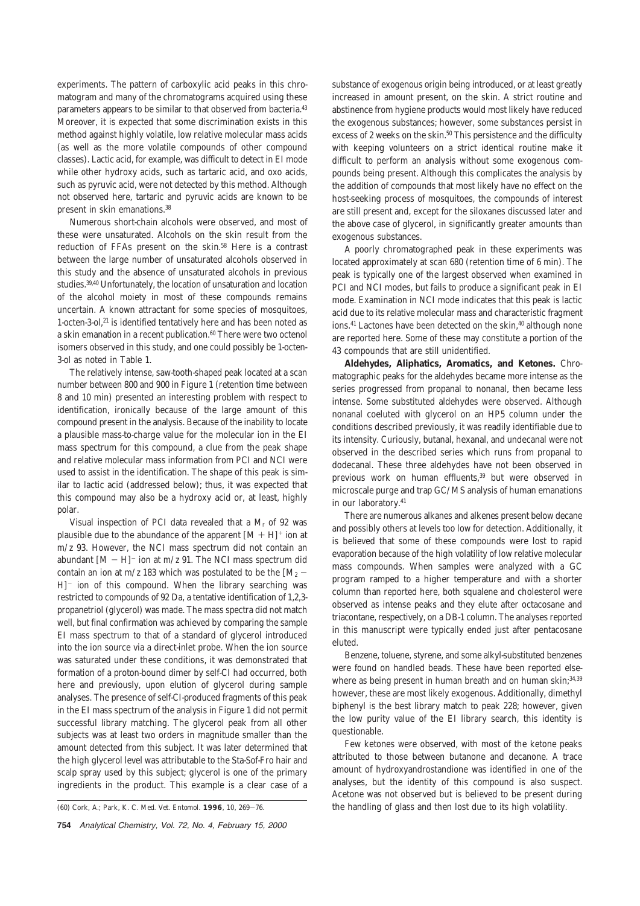experiments. The pattern of carboxylic acid peaks in this chromatogram and many of the chromatograms acquired using these parameters appears to be similar to that observed from bacteria.[43] Moreover, it is expected that some discrimination exists in this method against highly volatile, low relative molecular mass acids (as well as the more volatile compounds of other compound classes). Lactic acid, for example, was difficult to detect in EI mode while other hydroxy acids, such as tartaric acid, and oxo acids, such as pyruvic acid, were not detected by this method. Although not observed here, tartaric and pyruvic acids are known to be present in skin emanations.[38]

Numerous short-chain alcohols were observed, and most of these were unsaturated. Alcohols on the skin result from the reduction of FFAs present on the skin.[58] Here is a contrast between the large number of unsaturated alcohols observed in this study and the absence of unsaturated alcohols in previous studies.[39,40] Unfortunately, the location of unsaturation and location of the alcohol moiety in most of these compounds remains uncertain. A known attractant for some species of mosquitoes, 1-octen-3-ol,[21] is identified tentatively here and has been noted as a skin emanation in a recent publication.[60] There were two octenol isomers observed in this study, and one could possibly be 1-octen-3-ol as noted in Table 1.

The relatively intense, saw-tooth-shaped peak located at a scan number between 800 and 900 in Figure 1 (retention time between 8 and 10 min) presented an interesting problem with respect to identification, ironically because of the large amount of this compound present in the analysis. Because of the inability to locate a plausible mass-to-charge value for the molecular ion in the EI mass spectrum for this compound, a clue from the peak shape and relative molecular mass information from PCI and NCI were used to assist in the identification. The shape of this peak is similar to lactic acid (addressed below); thus, it was expected that this compound may also be a hydroxy acid or, at least, highly polar.

Visual inspection of PCI data revealed that a $M_r$ of 92 was plausible due to the abundance of the apparent $[M + H]^+$ ion at $m/z$ 93. However, the NCI mass spectrum did not contain an abundant $[M - H]^-$ ion at $m/z$ 91. The NCI mass spectrum did contain an ion at $m/z$ 183 which was postulated to be the $[M_2 - H]^-$ ion of this compound. When the library searching was restricted to compounds of 92 Da, a tentative identification of 1,2,3-propanetriol (glycerol) was made. The mass spectra did not match well, but final confirmation was achieved by comparing the sample EI mass spectrum to that of a standard of glycerol introduced into the ion source via a direct-inlet probe. When the ion source was saturated under these conditions, it was demonstrated that formation of a proton-bound dimer by self-CI had occurred, both here and previously, upon elution of glycerol during sample analyses. The presence of self-CI-produced fragments of this peak in the EI mass spectrum of the analysis in Figure 1 did not permit successful library matching. The glycerol peak from all other subjects was at least two orders in magnitude smaller than the amount detected from this subject. It was later determined that the high glycerol level was attributable to the Sta-Sof-Fro hair and scalp spray used by this subject; glycerol is one of the primary ingredients in the product. This example is a clear case of a substance of exogenous origin being introduced, or at least greatly increased in amount present, on the skin. A strict routine and abstinence from hygiene products would most likely have reduced the exogenous substances; however, some substances persist in excess of 2 weeks on the skin.[50] This persistence and the difficulty with keeping volunteers on a strict identical routine make it difficult to perform an analysis without some exogenous compounds being present. Although this complicates the analysis by the addition of compounds that most likely have no effect on the host-seeking process of mosquitoes, the compounds of interest are still present and, except for the siloxanes discussed later and the above case of glycerol, in significantly greater amounts than exogenous substances.

A poorly chromatographed peak in these experiments was located approximately at scan 680 (retention time of 6 min). The peak is typically one of the largest observed when examined in PCI and NCI modes, but fails to produce a significant peak in EI mode. Examination in NCI mode indicates that this peak is lactic acid due to its relative molecular mass and characteristic fragment ions.[41] Lactones have been detected on the skin,[40] although none are reported here. Some of these may constitute a portion of the 43 compounds that are still unidentified.

**Aldehydes, Aliphatics, Aromatics, and Ketones.** Chromatographic peaks for the aldehydes became more intense as the series progressed from propanal to nonanal, then became less intense. Some substituted aldehydes were observed. Although nonanal coeluted with glycerol on an HP5 column under the conditions described previously, it was readily identifiable due to its intensity. Curiously, butanal, hexanal, and undecanal were not observed in the described series which runs from propanal to dodecanal. These three aldehydes have not been observed in previous work on human effluents,[39] but were observed in microscale purge and trap GC/MS analysis of human emanations in our laboratory.[41]

There are numerous alkanes and alkenes present below decane and possibly others at levels too low for detection. Additionally, it is believed that some of these compounds were lost to rapid evaporation because of the high volatility of low relative molecular mass compounds. When samples were analyzed with a GC program ramped to a higher temperature and with a shorter column than reported here, both squalene and cholesterol were observed as intense peaks and they elute after octacosane and triacontane, respectively, on a DB-1 column. The analyses reported in this manuscript were typically ended just after pentacosane eluted.

Benzene, toluene, styrene, and some alkyl-substituted benzenes were found on handled beads. These have been reported elsewhere as being present in human breath and on human skin;[34,39] however, these are most likely exogenous. Additionally, dimethyl biphenyl is the best library match to peak 228; however, given the low purity value of the EI library search, this identity is questionable.

Few ketones were observed, with most of the ketone peaks attributed to those between butanone and decanone. A trace amount of hydroxyandrostandione was identified in one of the analyses, but the identity of this compound is also suspect. Acetone was not observed but is believed to be present during the handling of glass and then lost due to its high volatility.

(60) Cork, A.; Park, K. C. *Med. Vet. Entomol.* **1996**, 10, 269–76.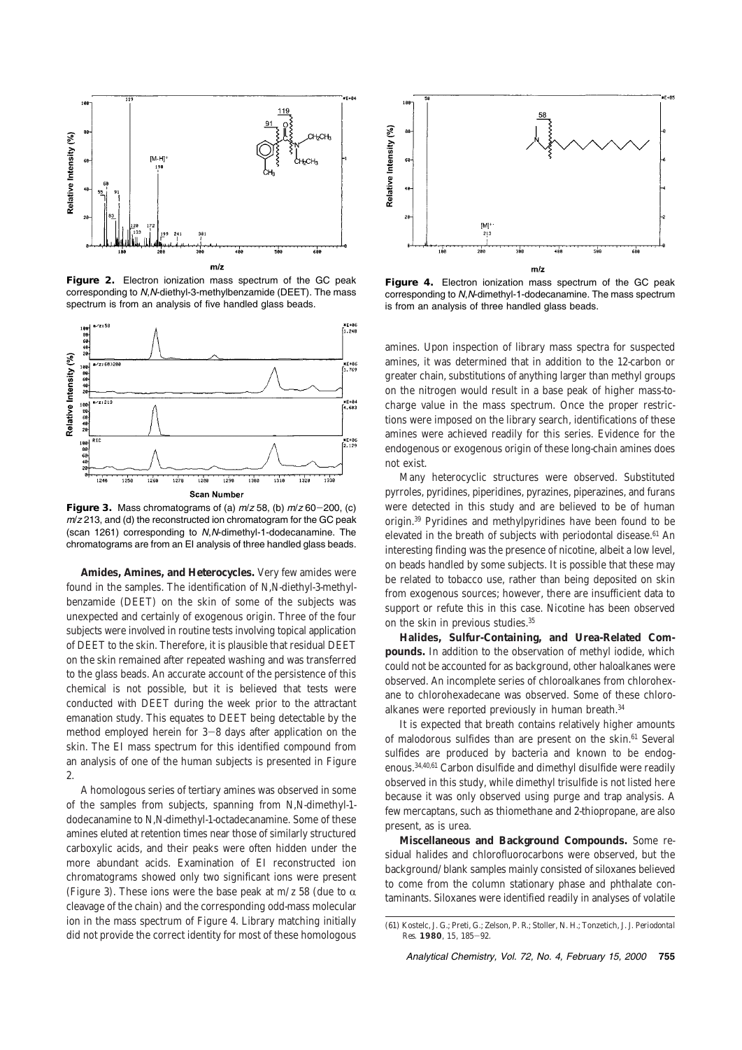**Figure 2.** Electron ionization mass spectrum of the GC peak corresponding to *N,N*-diethyl-3-methylbenzamide (DEET). The mass spectrum is from an analysis of five handled glass beads.

**Figure 3.** Mass chromatograms of (a) *m/z* 58, (b) *m/z* 60−200, (c) *m/z* 213, and (d) the reconstructed ion chromatogram for the GC peak (scan 1261) corresponding to *N,N*-dimethyl-1-dodecanamine. The chromatograms are from an EI analysis of three handled glass beads.

**Figure 4.** Electron ionization mass spectrum of the GC peak corresponding to *N,N*-dimethyl-1-dodecanamine. The mass spectrum is from an analysis of three handled glass beads.

**Amides, Amines, and Heterocycles.** Very few amides were found in the samples. The identification of *N,N*-diethyl-3-methylbenzamide (DEET) on the skin of some of the subjects was unexpected and certainly of exogenous origin. Three of the four subjects were involved in routine tests involving topical application of DEET to the skin. Therefore, it is plausible that residual DEET on the skin remained after repeated washing and was transferred to the glass beads. An accurate account of the persistence of this chemical is not possible, but it is believed that tests were conducted with DEET during the week prior to the attractant emanation study. This equates to DEET being detectable by the method employed herein for 3−8 days after application on the skin. The EI mass spectrum for this identified compound from an analysis of one of the human subjects is presented in Figure 2.

A homologous series of tertiary amines was observed in some of the samples from subjects, spanning from *N,N*-dimethyl-1-dodecanamine to *N,N*-dimethyl-1-octadecanamine. Some of these amines eluted at retention times near those of similarly structured carboxylic acids, and their peaks were often hidden under the more abundant acids. Examination of EI reconstructed ion chromatograms showed only two significant ions were present (Figure 3). These ions were the base peak at *m/z* 58 (due to $\alpha$ cleavage of the chain) and the corresponding odd-mass molecular ion in the mass spectrum of Figure 4. Library matching initially did not provide the correct identity for most of these homologous amines. Upon inspection of library mass spectra for suspected amines, it was determined that in addition to the 12-carbon or greater chain, substitutions of anything larger than methyl groups on the nitrogen would result in a base peak of higher mass-to-charge value in the mass spectrum. Once the proper restrictions were imposed on the library search, identifications of these amines were achieved readily for this series. Evidence for the endogenous or exogenous origin of these long-chain amines does not exist.

Many heterocyclic structures were observed. Substituted pyrroles, pyridines, piperidines, pyrazines, piperazines, and furans were detected in this study and are believed to be of human origin.[39] Pyridines and methylpyridines have been found to be elevated in the breath of subjects with periodontal disease.[61] An interesting finding was the presence of nicotine, albeit a low level, on beads handled by some subjects. It is possible that these may be related to tobacco use, rather than being deposited on skin from exogenous sources; however, there are insufficient data to support or refute this in this case. Nicotine has been observed on the skin in previous studies.[35]

**Halides, Sulfur-Containing, and Urea-Related Compounds.** In addition to the observation of methyl iodide, which could not be accounted for as background, other haloalkanes were observed. An incomplete series of chloroalkanes from chlorohexane to chlorohexadecane was observed. Some of these chloroalkanes were reported previously in human breath.[34]

It is expected that breath contains relatively higher amounts of malodorous sulfides than are present on the skin.[61] Several sulfides are produced by bacteria and known to be endogenous.[34,40,61] Carbon disulfide and dimethyl disulfide were readily observed in this study, while dimethyl trisulfide is not listed here because it was only observed using purge and trap analysis. A few mercaptans, such as thiomethane and 2-thiopropane, are also present, as is urea.

**Miscellaneous and Background Compounds.** Some residual halides and chlorofluorocarbons were observed, but the background/blank samples mainly consisted of siloxanes believed to come from the column stationary phase and phthalate contaminants. Siloxanes were identified readily in analyses of volatile

(61) Kostelc, J. G.; Preti, G.; Zelson, P. R.; Stoller, N. H.; Tonzetich, J. *J. Periodontal Res.* **1980**, *15*, 185−92.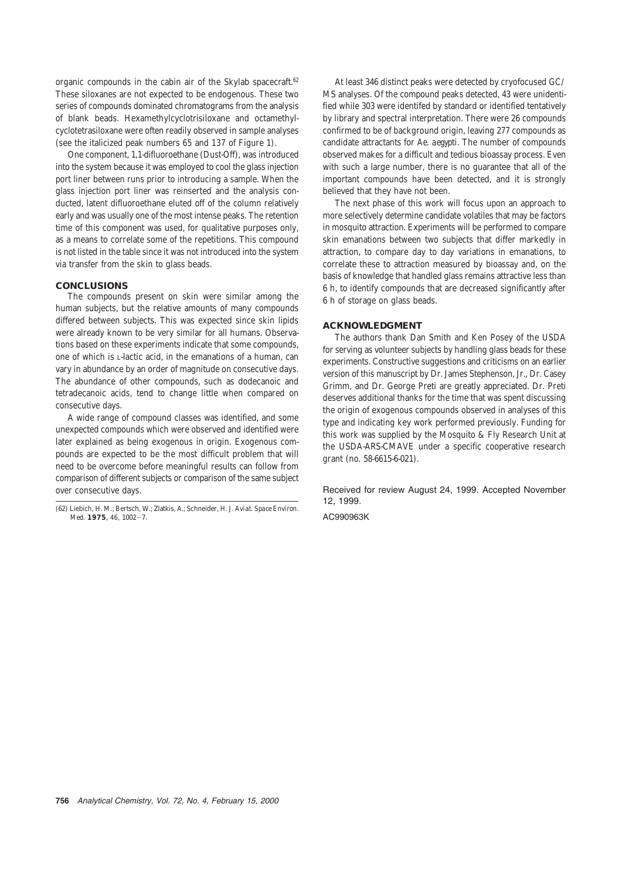organic compounds in the cabin air of the Skylab spacecraft.[62] These siloxanes are not expected to be endogenous. These two series of compounds dominated chromatograms from the analysis of blank beads. Hexamethylcyclotrisiloxane and octamethylcyclotetrasiloxane were often readily observed in sample analyses (see the italicized peak numbers 65 and 137 of Figure 1).

One component, 1,1-difluoroethane (Dust-Off), was introduced into the system because it was employed to cool the glass injection port liner between runs prior to introducing a sample. When the glass injection port liner was reinserted and the analysis conducted, latent difluoroethane eluted off of the column relatively early and was usually one of the most intense peaks. The retention time of this component was used, for qualitative purposes only, as a means to correlate some of the repetitions. This compound is not listed in the table since it was not introduced into the system via transfer from the skin to glass beads.

## CONCLUSIONS

The compounds present on skin were similar among the human subjects, but the relative amounts of many compounds differed between subjects. This was expected since skin lipids were already known to be very similar for all humans. Observations based on these experiments indicate that some compounds, one of which is L-lactic acid, in the emanations of a human, can vary in abundance by an order of magnitude on consecutive days. The abundance of other compounds, such as dodecanoic and tetradecanoic acids, tend to change little when compared on consecutive days.

A wide range of compound classes was identified, and some unexpected compounds which were observed and identified were later explained as being exogenous in origin. Exogenous compounds are expected to be the most difficult problem that will need to be overcome before meaningful results can follow from comparison of different subjects or comparison of the same subject over consecutive days.

At least 346 distinct peaks were detected by cryofocused GC/MS analyses. Of the compound peaks detected, 43 were unidentified while 303 were identifed by standard or identified tentatively by library and spectral interpretation. There were 26 compounds confirmed to be of background origin, leaving 277 compounds as candidate attractants for *Ae. aegypti*. The number of compounds observed makes for a difficult and tedious bioassay process. Even with such a large number, there is no guarantee that all of the important compounds have been detected, and it is strongly believed that they have not been.

The next phase of this work will focus upon an approach to more selectively determine candidate volatiles that may be factors in mosquito attraction. Experiments will be performed to compare skin emanations between two subjects that differ markedly in attraction, to compare day to day variations in emanations, to correlate these to attraction measured by bioassay and, on the basis of knowledge that handled glass remains attractive less than 6 h, to identify compounds that are decreased significantly after 6 h of storage on glass beads.

## ACKNOWLEDGMENT

The authors thank Dan Smith and Ken Posey of the USDA for serving as volunteer subjects by handling glass beads for these experiments. Constructive suggestions and criticisms on an earlier version of this manuscript by Dr. James Stephenson, Jr., Dr. Casey Grimm, and Dr. George Preti are greatly appreciated. Dr. Preti deserves additional thanks for the time that was spent discussing the origin of exogenous compounds observed in analyses of this type and indicating key work performed previously. Funding for this work was supplied by the Mosquito & Fly Research Unit at the USDA-ARS-CMAVE under a specific cooperative research grant (no. 58-6615-6-021).

Received for review August 24, 1999. Accepted November 12, 1999.

AC990963K

(62) Liebich, H. M.; Bertsch, W.; Zlatkis, A.; Schneider, H. J. *Aviat. Space Environ. Med.* **1975**, *46*, 1002–7.